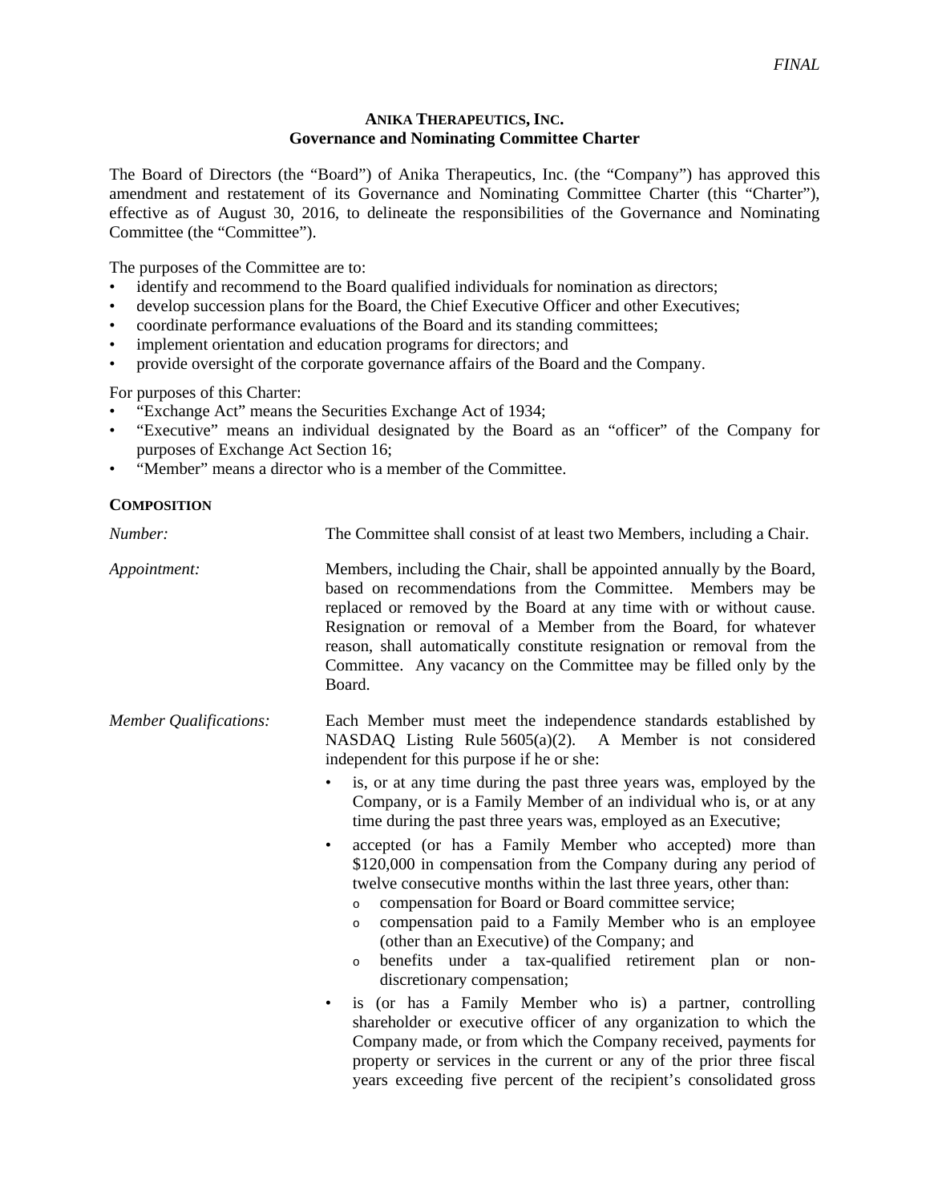*FINAL*

**ANIKA THERAPEUTICS, INC.**
**Governance and Nominating Committee Charter**

The Board of Directors (the "Board") of Anika Therapeutics, Inc. (the "Company") has approved this amendment and restatement of its Governance and Nominating Committee Charter (this "Charter"), effective as of August 30, 2016, to delineate the responsibilities of the Governance and Nominating Committee (the "Committee").

The purposes of the Committee are to:

- identify and recommend to the Board qualified individuals for nomination as directors;
- develop succession plans for the Board, the Chief Executive Officer and other Executives;
- coordinate performance evaluations of the Board and its standing committees;
- implement orientation and education programs for directors; and
- provide oversight of the corporate governance affairs of the Board and the Company.

For purposes of this Charter:

- "Exchange Act" means the Securities Exchange Act of 1934;
- "Executive" means an individual designated by the Board as an "officer" of the Company for purposes of Exchange Act Section 16;
- "Member" means a director who is a member of the Committee.

**COMPOSITION**

*Number:* The Committee shall consist of at least two Members, including a Chair.

*Appointment:* Members, including the Chair, shall be appointed annually by the Board, based on recommendations from the Committee. Members may be replaced or removed by the Board at any time with or without cause. Resignation or removal of a Member from the Board, for whatever reason, shall automatically constitute resignation or removal from the Committee. Any vacancy on the Committee may be filled only by the Board.

*Member Qualifications:* Each Member must meet the independence standards established by NASDAQ Listing Rule 5605(a)(2). A Member is not considered independent for this purpose if he or she:

- is, or at any time during the past three years was, employed by the Company, or is a Family Member of an individual who is, or at any time during the past three years was, employed as an Executive;
- accepted (or has a Family Member who accepted) more than $120,000 in compensation from the Company during any period of twelve consecutive months within the last three years, other than:
  - compensation for Board or Board committee service;
  - compensation paid to a Family Member who is an employee (other than an Executive) of the Company; and
  - benefits under a tax-qualified retirement plan or non-discretionary compensation;
- is (or has a Family Member who is) a partner, controlling shareholder or executive officer of any organization to which the Company made, or from which the Company received, payments for property or services in the current or any of the prior three fiscal years exceeding five percent of the recipient's consolidated gross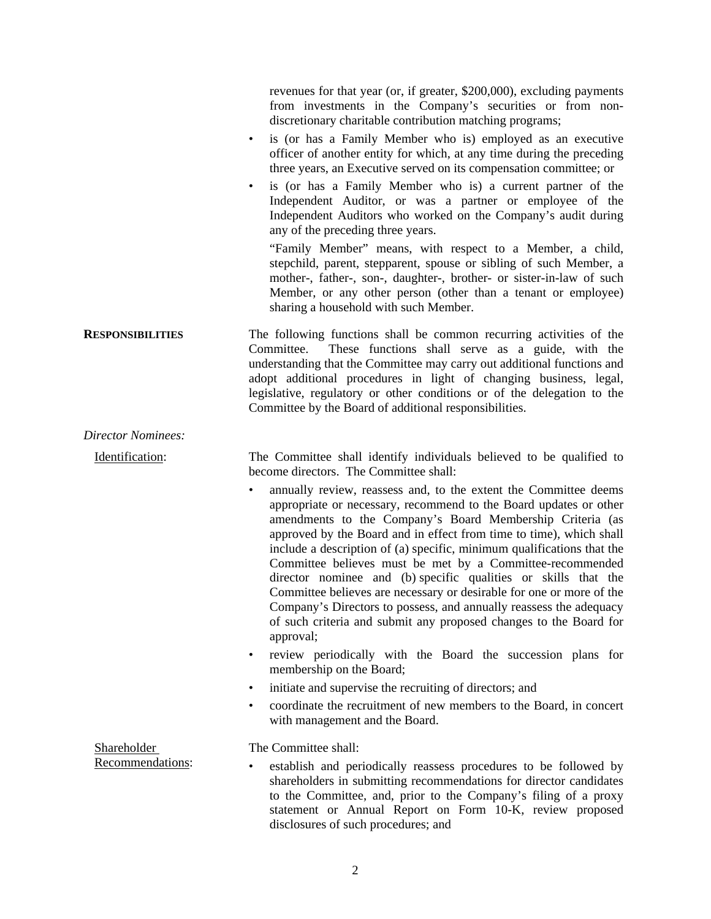revenues for that year (or, if greater, $200,000), excluding payments from investments in the Company's securities or from non-discretionary charitable contribution matching programs;

- is (or has a Family Member who is) employed as an executive officer of another entity for which, at any time during the preceding three years, an Executive served on its compensation committee; or
- is (or has a Family Member who is) a current partner of the Independent Auditor, or was a partner or employee of the Independent Auditors who worked on the Company's audit during any of the preceding three years.

"Family Member" means, with respect to a Member, a child, stepchild, parent, stepparent, spouse or sibling of such Member, a mother-, father-, son-, daughter-, brother- or sister-in-law of such Member, or any other person (other than a tenant or employee) sharing a household with such Member.

**RESPONSIBILITIES**

The following functions shall be common recurring activities of the Committee. These functions shall serve as a guide, with the understanding that the Committee may carry out additional functions and adopt additional procedures in light of changing business, legal, legislative, regulatory or other conditions or of the delegation to the Committee by the Board of additional responsibilities.

*Director Nominees:*

Identification:

The Committee shall identify individuals believed to be qualified to become directors. The Committee shall:

- annually review, reassess and, to the extent the Committee deems appropriate or necessary, recommend to the Board updates or other amendments to the Company's Board Membership Criteria (as approved by the Board and in effect from time to time), which shall include a description of (a) specific, minimum qualifications that the Committee believes must be met by a Committee-recommended director nominee and (b) specific qualities or skills that the Committee believes are necessary or desirable for one or more of the Company's Directors to possess, and annually reassess the adequacy of such criteria and submit any proposed changes to the Board for approval;
- review periodically with the Board the succession plans for membership on the Board;
- initiate and supervise the recruiting of directors; and
- coordinate the recruitment of new members to the Board, in concert with management and the Board.

Shareholder Recommendations:

The Committee shall:

- establish and periodically reassess procedures to be followed by shareholders in submitting recommendations for director candidates to the Committee, and, prior to the Company's filing of a proxy statement or Annual Report on Form 10-K, review proposed disclosures of such procedures; and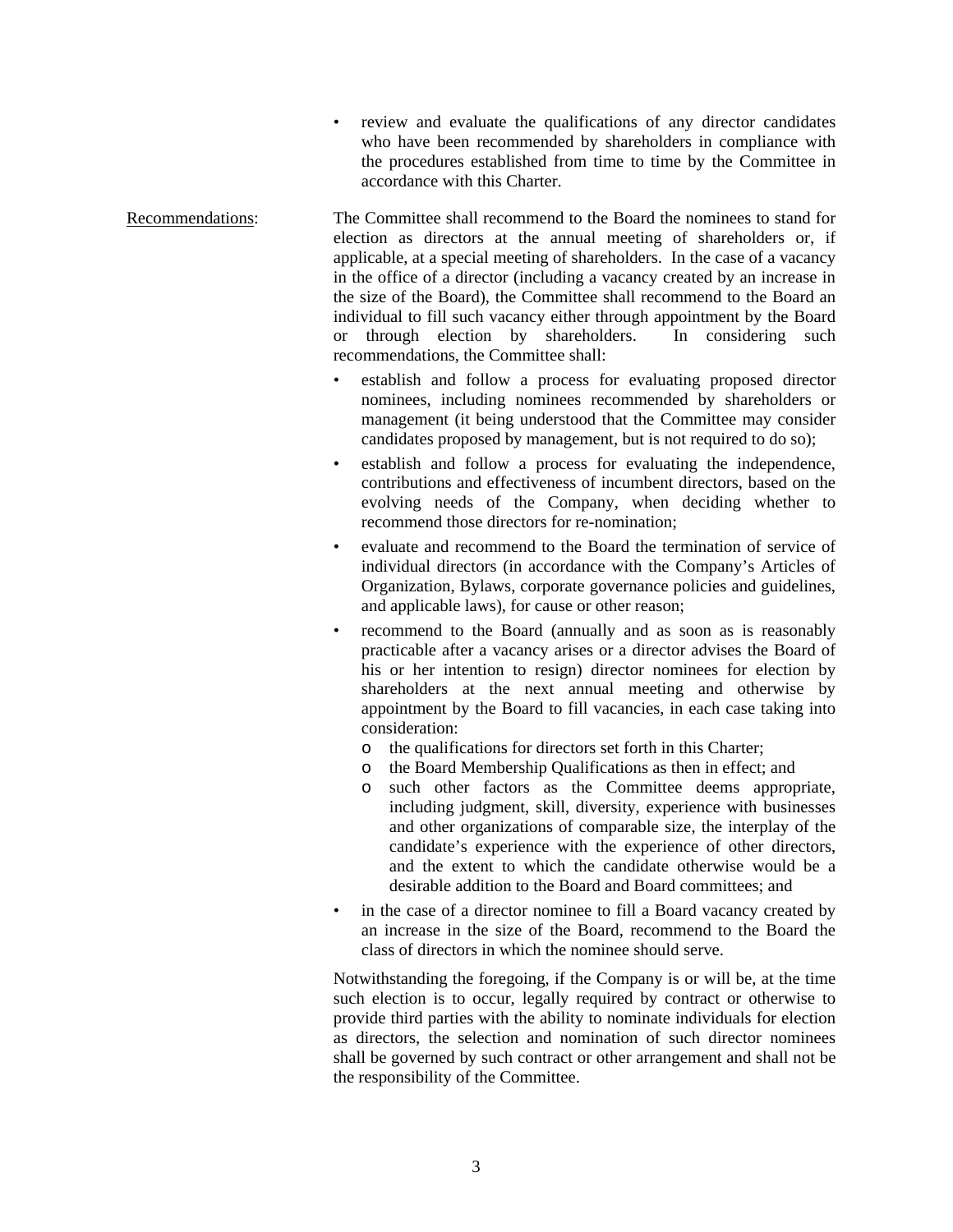- review and evaluate the qualifications of any director candidates who have been recommended by shareholders in compliance with the procedures established from time to time by the Committee in accordance with this Charter.

Recommendations: The Committee shall recommend to the Board the nominees to stand for election as directors at the annual meeting of shareholders or, if applicable, at a special meeting of shareholders. In the case of a vacancy in the office of a director (including a vacancy created by an increase in the size of the Board), the Committee shall recommend to the Board an individual to fill such vacancy either through appointment by the Board or through election by shareholders. In considering such recommendations, the Committee shall:

- establish and follow a process for evaluating proposed director nominees, including nominees recommended by shareholders or management (it being understood that the Committee may consider candidates proposed by management, but is not required to do so);
- establish and follow a process for evaluating the independence, contributions and effectiveness of incumbent directors, based on the evolving needs of the Company, when deciding whether to recommend those directors for re-nomination;
- evaluate and recommend to the Board the termination of service of individual directors (in accordance with the Company's Articles of Organization, Bylaws, corporate governance policies and guidelines, and applicable laws), for cause or other reason;
- recommend to the Board (annually and as soon as is reasonably practicable after a vacancy arises or a director advises the Board of his or her intention to resign) director nominees for election by shareholders at the next annual meeting and otherwise by appointment by the Board to fill vacancies, in each case taking into consideration:
  - the qualifications for directors set forth in this Charter;
  - the Board Membership Qualifications as then in effect; and
  - such other factors as the Committee deems appropriate, including judgment, skill, diversity, experience with businesses and other organizations of comparable size, the interplay of the candidate's experience with the experience of other directors, and the extent to which the candidate otherwise would be a desirable addition to the Board and Board committees; and
- in the case of a director nominee to fill a Board vacancy created by an increase in the size of the Board, recommend to the Board the class of directors in which the nominee should serve.

Notwithstanding the foregoing, if the Company is or will be, at the time such election is to occur, legally required by contract or otherwise to provide third parties with the ability to nominate individuals for election as directors, the selection and nomination of such director nominees shall be governed by such contract or other arrangement and shall not be the responsibility of the Committee.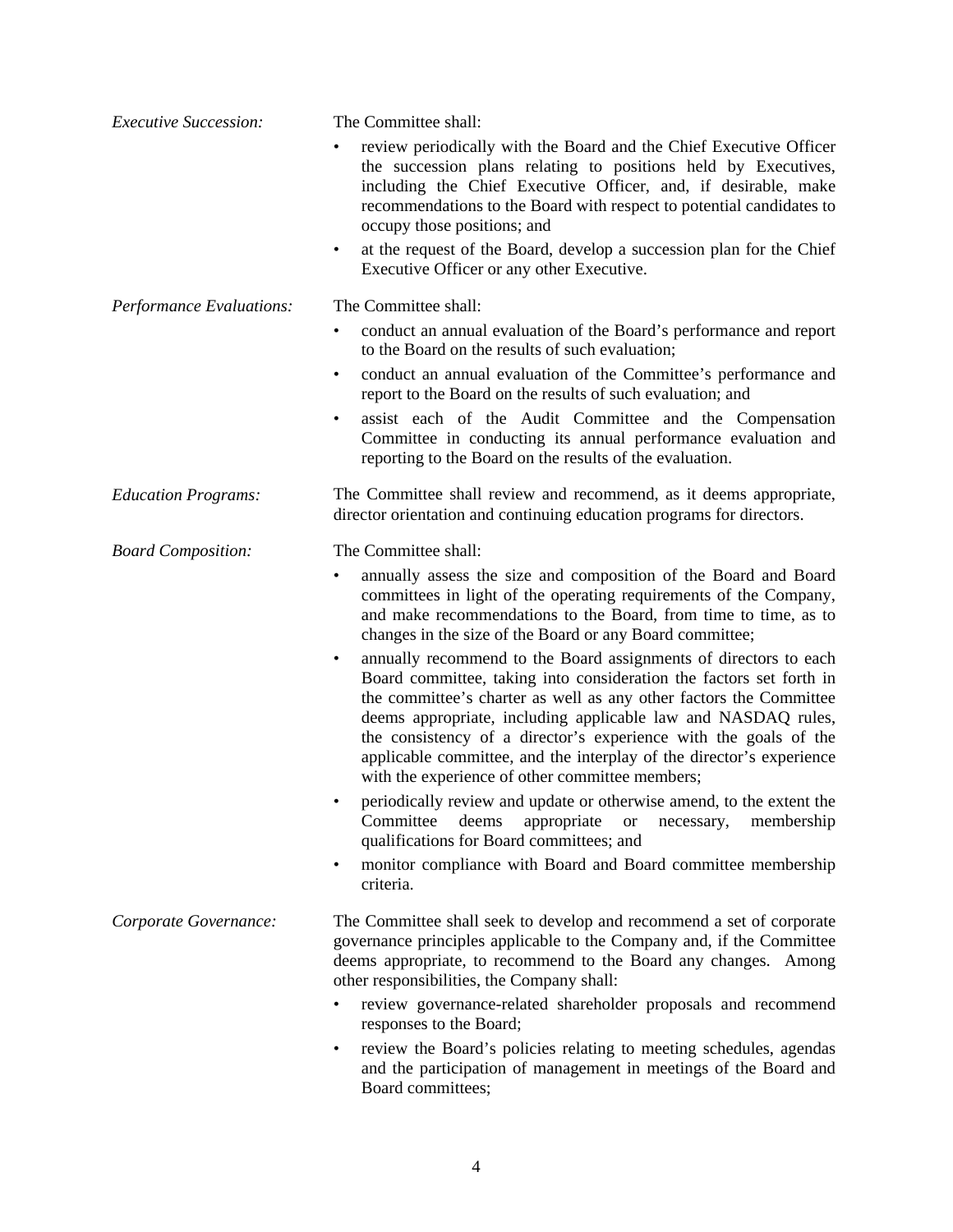*Executive Succession:*

The Committee shall:

- review periodically with the Board and the Chief Executive Officer the succession plans relating to positions held by Executives, including the Chief Executive Officer, and, if desirable, make recommendations to the Board with respect to potential candidates to occupy those positions; and
- at the request of the Board, develop a succession plan for the Chief Executive Officer or any other Executive.

*Performance Evaluations:*

The Committee shall:

- conduct an annual evaluation of the Board's performance and report to the Board on the results of such evaluation;
- conduct an annual evaluation of the Committee's performance and report to the Board on the results of such evaluation; and
- assist each of the Audit Committee and the Compensation Committee in conducting its annual performance evaluation and reporting to the Board on the results of the evaluation.

*Education Programs:*

The Committee shall review and recommend, as it deems appropriate, director orientation and continuing education programs for directors.

*Board Composition:*

The Committee shall:

- annually assess the size and composition of the Board and Board committees in light of the operating requirements of the Company, and make recommendations to the Board, from time to time, as to changes in the size of the Board or any Board committee;
- annually recommend to the Board assignments of directors to each Board committee, taking into consideration the factors set forth in the committee's charter as well as any other factors the Committee deems appropriate, including applicable law and NASDAQ rules, the consistency of a director's experience with the goals of the applicable committee, and the interplay of the director's experience with the experience of other committee members;
- periodically review and update or otherwise amend, to the extent the Committee deems appropriate or necessary, membership qualifications for Board committees; and
- monitor compliance with Board and Board committee membership criteria.

*Corporate Governance:*

The Committee shall seek to develop and recommend a set of corporate governance principles applicable to the Company and, if the Committee deems appropriate, to recommend to the Board any changes. Among other responsibilities, the Company shall:

- review governance-related shareholder proposals and recommend responses to the Board;
- review the Board's policies relating to meeting schedules, agendas and the participation of management in meetings of the Board and Board committees;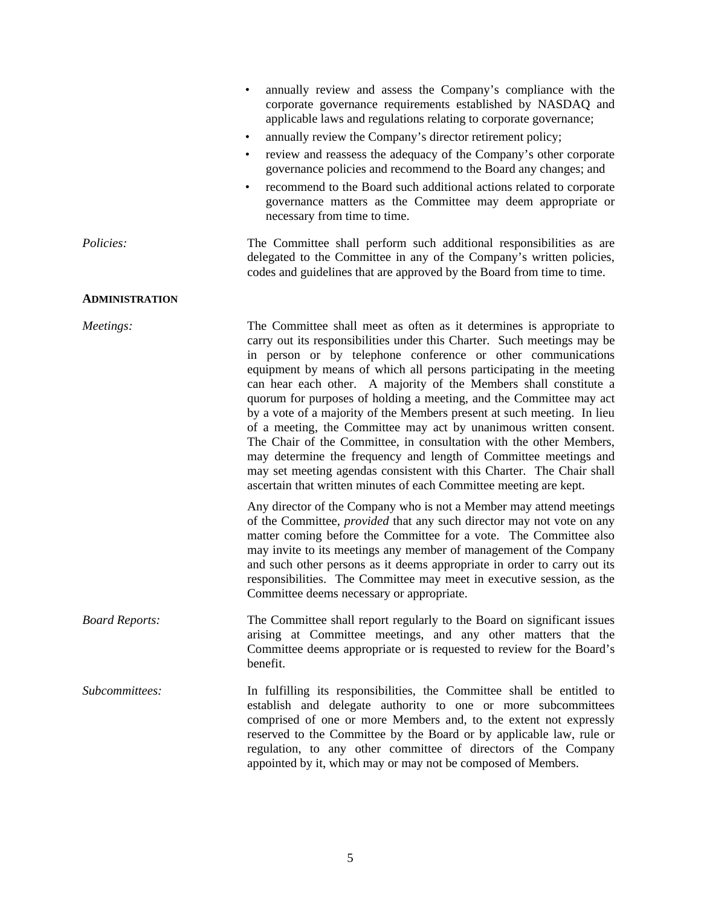- annually review and assess the Company's compliance with the corporate governance requirements established by NASDAQ and applicable laws and regulations relating to corporate governance;
- annually review the Company's director retirement policy;
- review and reassess the adequacy of the Company's other corporate governance policies and recommend to the Board any changes; and
- recommend to the Board such additional actions related to corporate governance matters as the Committee may deem appropriate or necessary from time to time.

*Policies:* The Committee shall perform such additional responsibilities as are delegated to the Committee in any of the Company's written policies, codes and guidelines that are approved by the Board from time to time.

**ADMINISTRATION**

*Meetings:* The Committee shall meet as often as it determines is appropriate to carry out its responsibilities under this Charter. Such meetings may be in person or by telephone conference or other communications equipment by means of which all persons participating in the meeting can hear each other. A majority of the Members shall constitute a quorum for purposes of holding a meeting, and the Committee may act by a vote of a majority of the Members present at such meeting. In lieu of a meeting, the Committee may act by unanimous written consent. The Chair of the Committee, in consultation with the other Members, may determine the frequency and length of Committee meetings and may set meeting agendas consistent with this Charter. The Chair shall ascertain that written minutes of each Committee meeting are kept.

Any director of the Company who is not a Member may attend meetings of the Committee, *provided* that any such director may not vote on any matter coming before the Committee for a vote. The Committee also may invite to its meetings any member of management of the Company and such other persons as it deems appropriate in order to carry out its responsibilities. The Committee may meet in executive session, as the Committee deems necessary or appropriate.

*Board Reports:* The Committee shall report regularly to the Board on significant issues arising at Committee meetings, and any other matters that the Committee deems appropriate or is requested to review for the Board's benefit.

*Subcommittees:* In fulfilling its responsibilities, the Committee shall be entitled to establish and delegate authority to one or more subcommittees comprised of one or more Members and, to the extent not expressly reserved to the Committee by the Board or by applicable law, rule or regulation, to any other committee of directors of the Company appointed by it, which may or may not be composed of Members.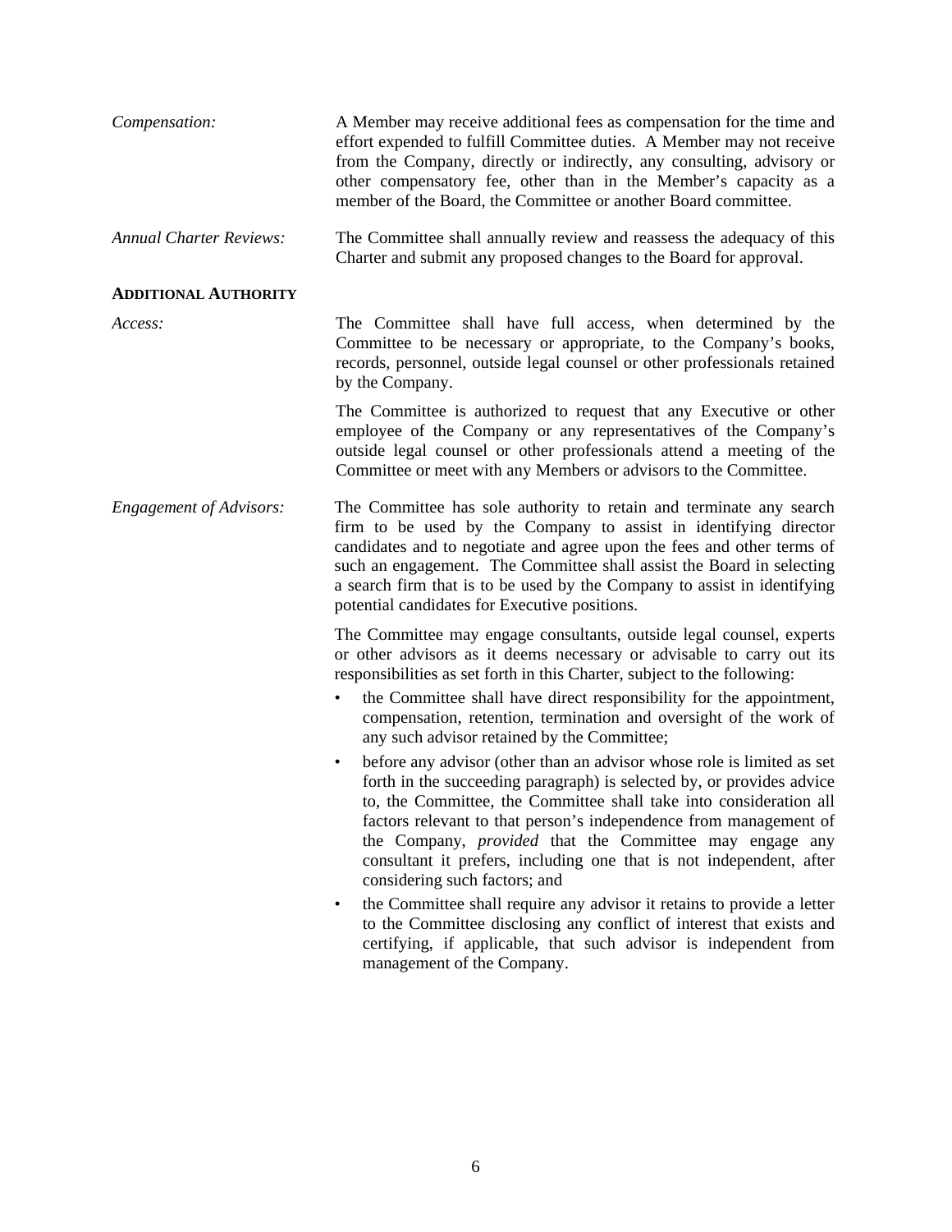*Compensation:* A Member may receive additional fees as compensation for the time and effort expended to fulfill Committee duties. A Member may not receive from the Company, directly or indirectly, any consulting, advisory or other compensatory fee, other than in the Member's capacity as a member of the Board, the Committee or another Board committee.

*Annual Charter Reviews:* The Committee shall annually review and reassess the adequacy of this Charter and submit any proposed changes to the Board for approval.

**ADDITIONAL AUTHORITY**

*Access:* The Committee shall have full access, when determined by the Committee to be necessary or appropriate, to the Company's books, records, personnel, outside legal counsel or other professionals retained by the Company.

The Committee is authorized to request that any Executive or other employee of the Company or any representatives of the Company's outside legal counsel or other professionals attend a meeting of the Committee or meet with any Members or advisors to the Committee.

*Engagement of Advisors:* The Committee has sole authority to retain and terminate any search firm to be used by the Company to assist in identifying director candidates and to negotiate and agree upon the fees and other terms of such an engagement. The Committee shall assist the Board in selecting a search firm that is to be used by the Company to assist in identifying potential candidates for Executive positions.

The Committee may engage consultants, outside legal counsel, experts or other advisors as it deems necessary or advisable to carry out its responsibilities as set forth in this Charter, subject to the following:

- the Committee shall have direct responsibility for the appointment, compensation, retention, termination and oversight of the work of any such advisor retained by the Committee;
- before any advisor (other than an advisor whose role is limited as set forth in the succeeding paragraph) is selected by, or provides advice to, the Committee, the Committee shall take into consideration all factors relevant to that person's independence from management of the Company, *provided* that the Committee may engage any consultant it prefers, including one that is not independent, after considering such factors; and
- the Committee shall require any advisor it retains to provide a letter to the Committee disclosing any conflict of interest that exists and certifying, if applicable, that such advisor is independent from management of the Company.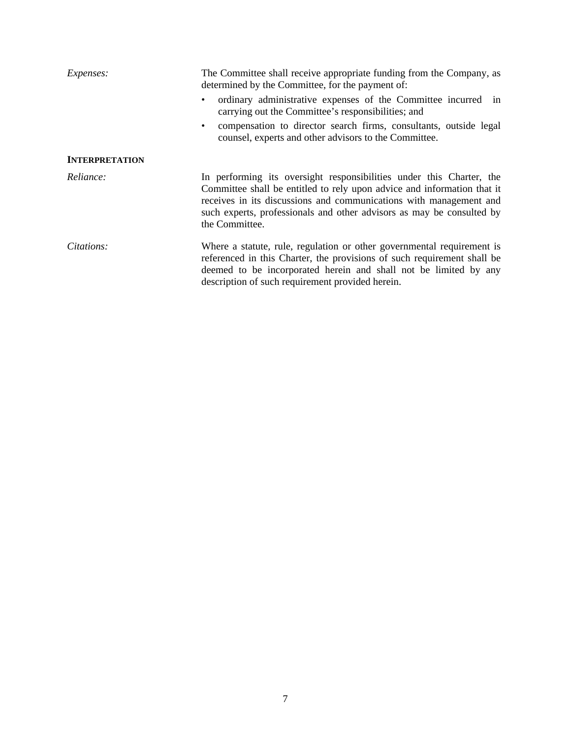*Expenses:* The Committee shall receive appropriate funding from the Company, as determined by the Committee, for the payment of:

- ordinary administrative expenses of the Committee incurred in carrying out the Committee's responsibilities; and
- compensation to director search firms, consultants, outside legal counsel, experts and other advisors to the Committee.

**INTERPRETATION**

*Reliance:* In performing its oversight responsibilities under this Charter, the Committee shall be entitled to rely upon advice and information that it receives in its discussions and communications with management and such experts, professionals and other advisors as may be consulted by the Committee.

*Citations:* Where a statute, rule, regulation or other governmental requirement is referenced in this Charter, the provisions of such requirement shall be deemed to be incorporated herein and shall not be limited by any description of such requirement provided herein.